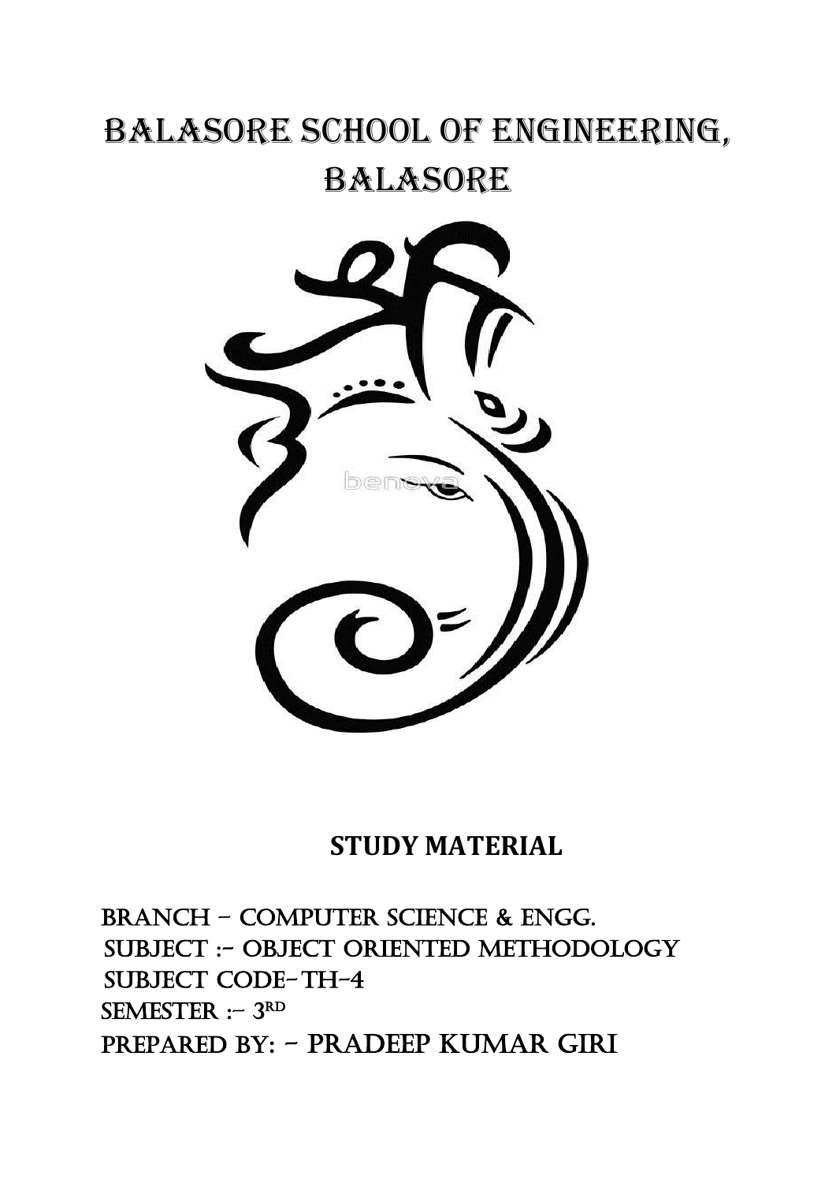# BALASORE SCHOOL OF ENGINEERING, BALASORE

## STUDY MATERIAL

BRANCH – COMPUTER SCIENCE & ENGG.
SUBJECT :- OBJECT ORIENTED METHODOLOGY
SUBJECT CODE-TH-4
SEMESTER :- 3RD
PREPARED BY: - PRADEEP KUMAR GIRI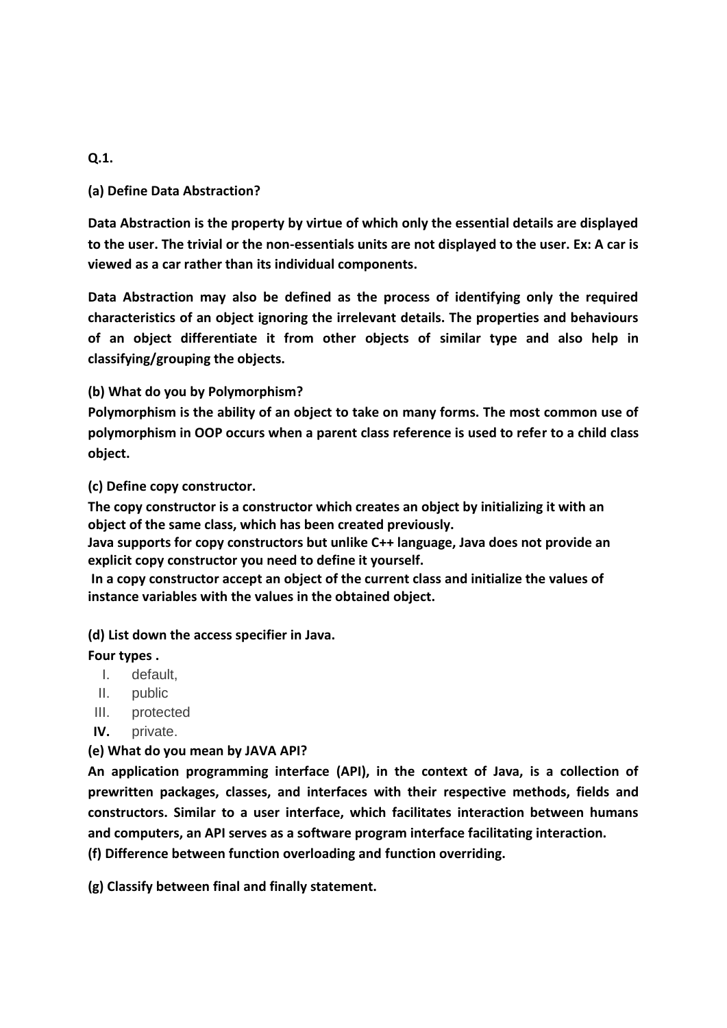**Q.1.**

**(a) Define Data Abstraction?**

**Data Abstraction is the property by virtue of which only the essential details are displayed to the user. The trivial or the non-essentials units are not displayed to the user. Ex: A car is viewed as a car rather than its individual components.**

**Data Abstraction may also be defined as the process of identifying only the required characteristics of an object ignoring the irrelevant details. The properties and behaviours of an object differentiate it from other objects of similar type and also help in classifying/grouping the objects.**

**(b) What do you by Polymorphism?**

**Polymorphism is the ability of an object to take on many forms. The most common use of polymorphism in OOP occurs when a parent class reference is used to refer to a child class object.**

**(c) Define copy constructor.**

**The copy constructor is a constructor which creates an object by initializing it with an object of the same class, which has been created previously.**
**Java supports for copy constructors but unlike C++ language, Java does not provide an explicit copy constructor you need to define it yourself.**
**In a copy constructor accept an object of the current class and initialize the values of instance variables with the values in the obtained object.**

**(d) List down the access specifier in Java.**

**Four types .**

I. default,
II. public
III. protected
**IV.** private.

**(e) What do you mean by JAVA API?**

**An application programming interface (API), in the context of Java, is a collection of prewritten packages, classes, and interfaces with their respective methods, fields and constructors. Similar to a user interface, which facilitates interaction between humans and computers, an API serves as a software program interface facilitating interaction.**

**(f) Difference between function overloading and function overriding.**

**(g) Classify between final and finally statement.**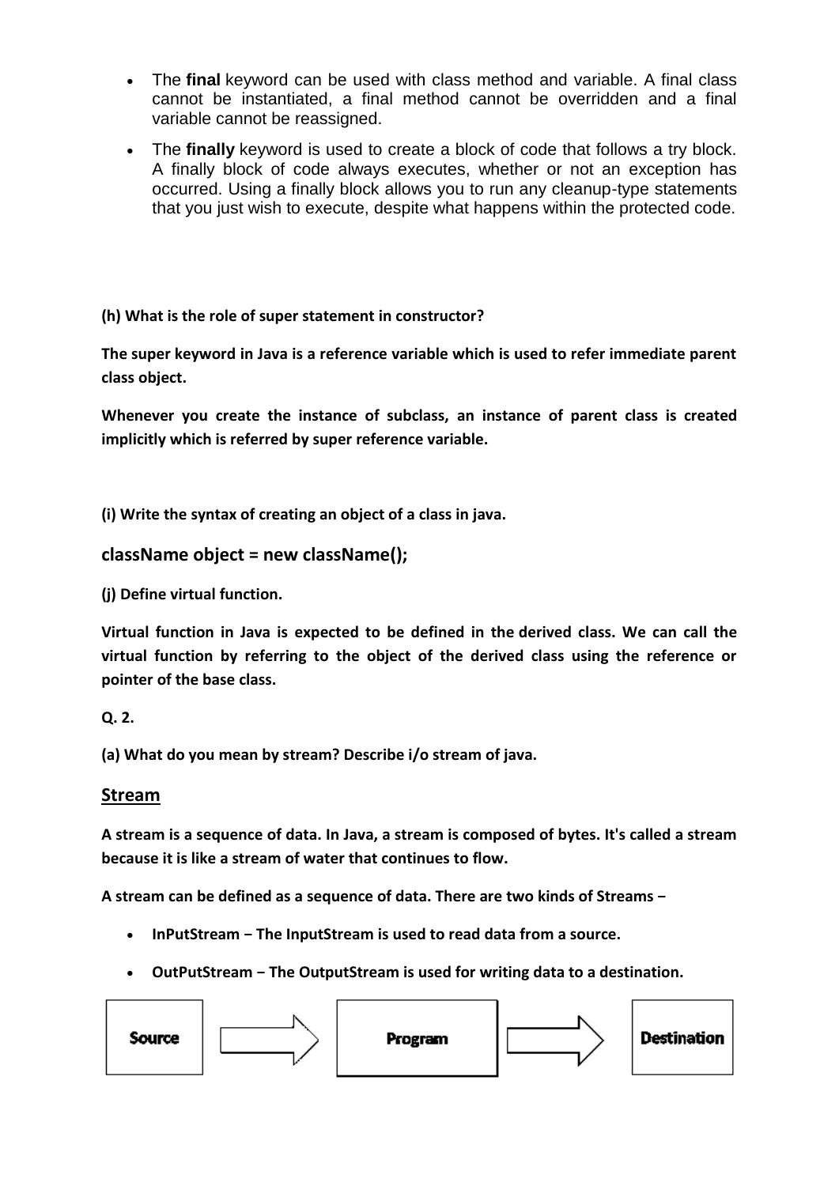- The **final** keyword can be used with class method and variable. A final class cannot be instantiated, a final method cannot be overridden and a final variable cannot be reassigned.
- The **finally** keyword is used to create a block of code that follows a try block. A finally block of code always executes, whether or not an exception has occurred. Using a finally block allows you to run any cleanup-type statements that you just wish to execute, despite what happens within the protected code.

**(h) What is the role of super statement in constructor?**

**The super keyword in Java is a reference variable which is used to refer immediate parent class object.**

**Whenever you create the instance of subclass, an instance of parent class is created implicitly which is referred by super reference variable.**

**(i) Write the syntax of creating an object of a class in java.**

**className object = new className();**

**(j) Define virtual function.**

**Virtual function in Java is expected to be defined in the derived class. We can call the virtual function by referring to the object of the derived class using the reference or pointer of the base class.**

**Q. 2.**

**(a) What do you mean by stream? Describe i/o stream of java.**

## Stream

**A stream is a sequence of data. In Java, a stream is composed of bytes. It's called a stream because it is like a stream of water that continues to flow.**

**A stream can be defined as a sequence of data. There are two kinds of Streams −**

- **InPutStream − The InputStream is used to read data from a source.**
- **OutPutStream − The OutputStream is used for writing data to a destination.**

Source → Program → Destination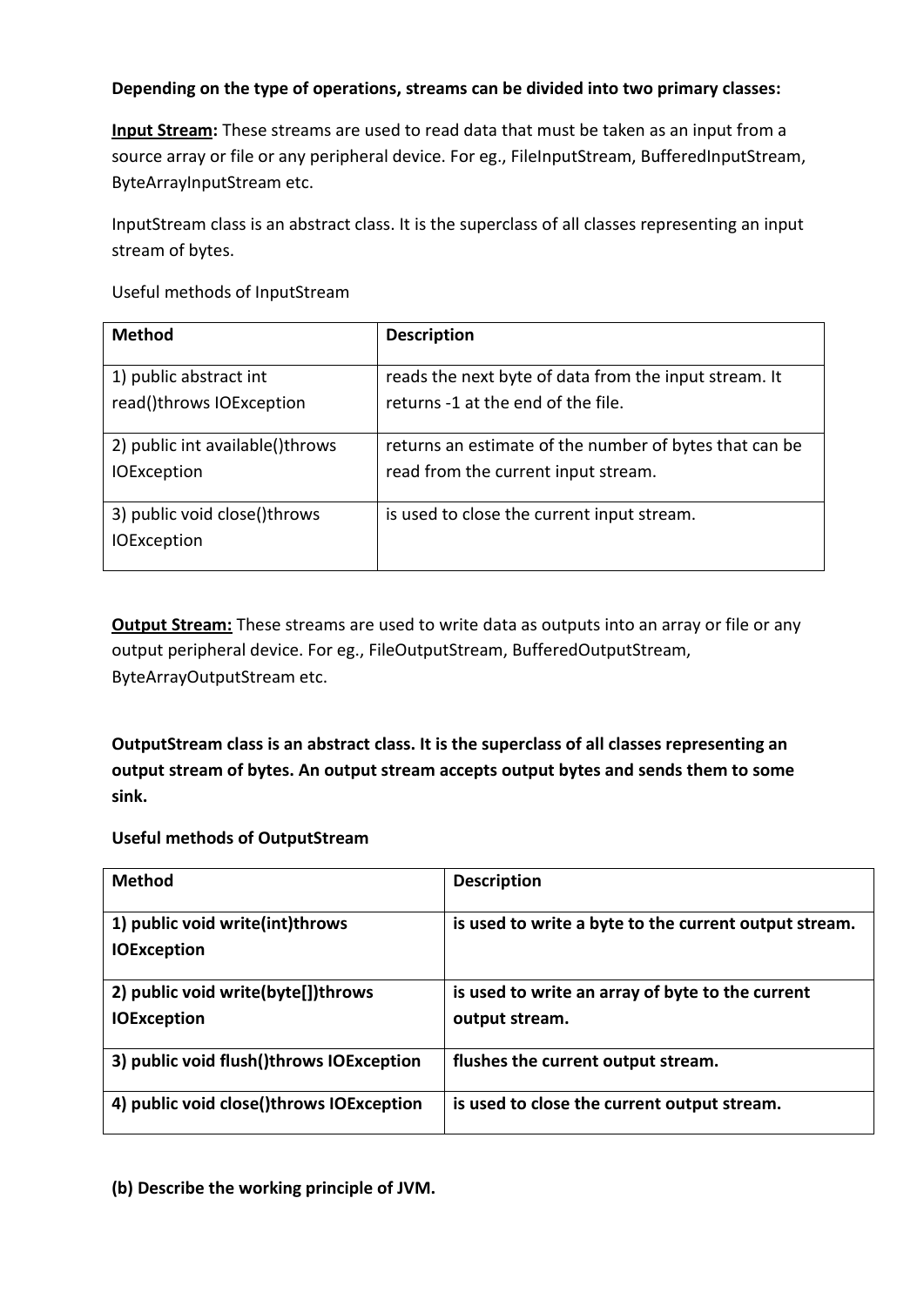**Depending on the type of operations, streams can be divided into two primary classes:**

**Input Stream:** These streams are used to read data that must be taken as an input from a source array or file or any peripheral device. For eg., FileInputStream, BufferedInputStream, ByteArrayInputStream etc.

InputStream class is an abstract class. It is the superclass of all classes representing an input stream of bytes.

Useful methods of InputStream

| **Method** | **Description** |
|---|---|
| 1) public abstract int read()throws IOException | reads the next byte of data from the input stream. It returns -1 at the end of the file. |
| 2) public int available()throws IOException | returns an estimate of the number of bytes that can be read from the current input stream. |
| 3) public void close()throws IOException | is used to close the current input stream. |

**Output Stream:** These streams are used to write data as outputs into an array or file or any output peripheral device. For eg., FileOutputStream, BufferedOutputStream, ByteArrayOutputStream etc.

**OutputStream class is an abstract class. It is the superclass of all classes representing an output stream of bytes. An output stream accepts output bytes and sends them to some sink.**

**Useful methods of OutputStream**

| **Method** | **Description** |
|---|---|
| **1) public void write(int)throws IOException** | **is used to write a byte to the current output stream.** |
| **2) public void write(byte[])throws IOException** | **is used to write an array of byte to the current output stream.** |
| **3) public void flush()throws IOException** | **flushes the current output stream.** |
| **4) public void close()throws IOException** | **is used to close the current output stream.** |

**(b) Describe the working principle of JVM.**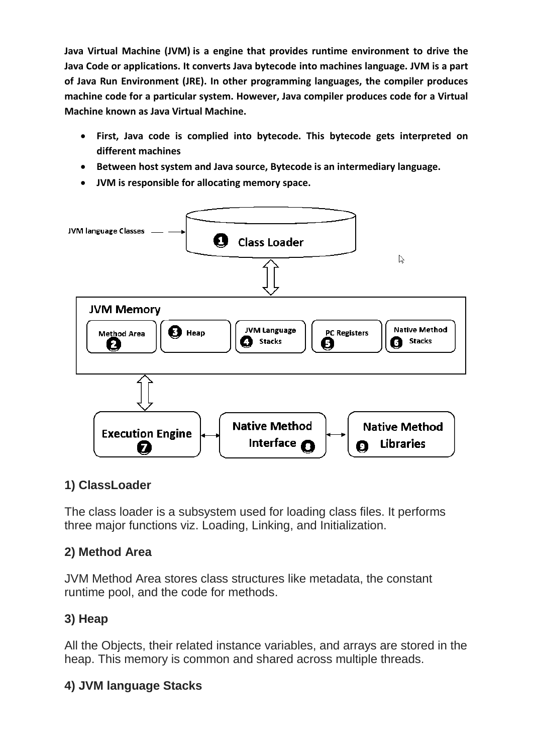**Java Virtual Machine (JVM) is a engine that provides runtime environment to drive the Java Code or applications. It converts Java bytecode into machines language. JVM is a part of Java Run Environment (JRE). In other programming languages, the compiler produces machine code for a particular system. However, Java compiler produces code for a Virtual Machine known as Java Virtual Machine.**

- **First, Java code is complied into bytecode. This bytecode gets interpreted on different machines**
- **Between host system and Java source, Bytecode is an intermediary language.**
- **JVM is responsible for allocating memory space.**

JVM language Classes → 1 Class Loader

JVM Memory: Method Area 2 | 3 Heap | JVM Language Stacks 4 | PC Registers 5 | Native Method Stacks 6

Execution Engine 7 ↔ Native Method Interface 8 ↔ 9 Native Method Libraries

### 1) ClassLoader

The class loader is a subsystem used for loading class files. It performs three major functions viz. Loading, Linking, and Initialization.

### 2) Method Area

JVM Method Area stores class structures like metadata, the constant runtime pool, and the code for methods.

### 3) Heap

All the Objects, their related instance variables, and arrays are stored in the heap. This memory is common and shared across multiple threads.

### 4) JVM language Stacks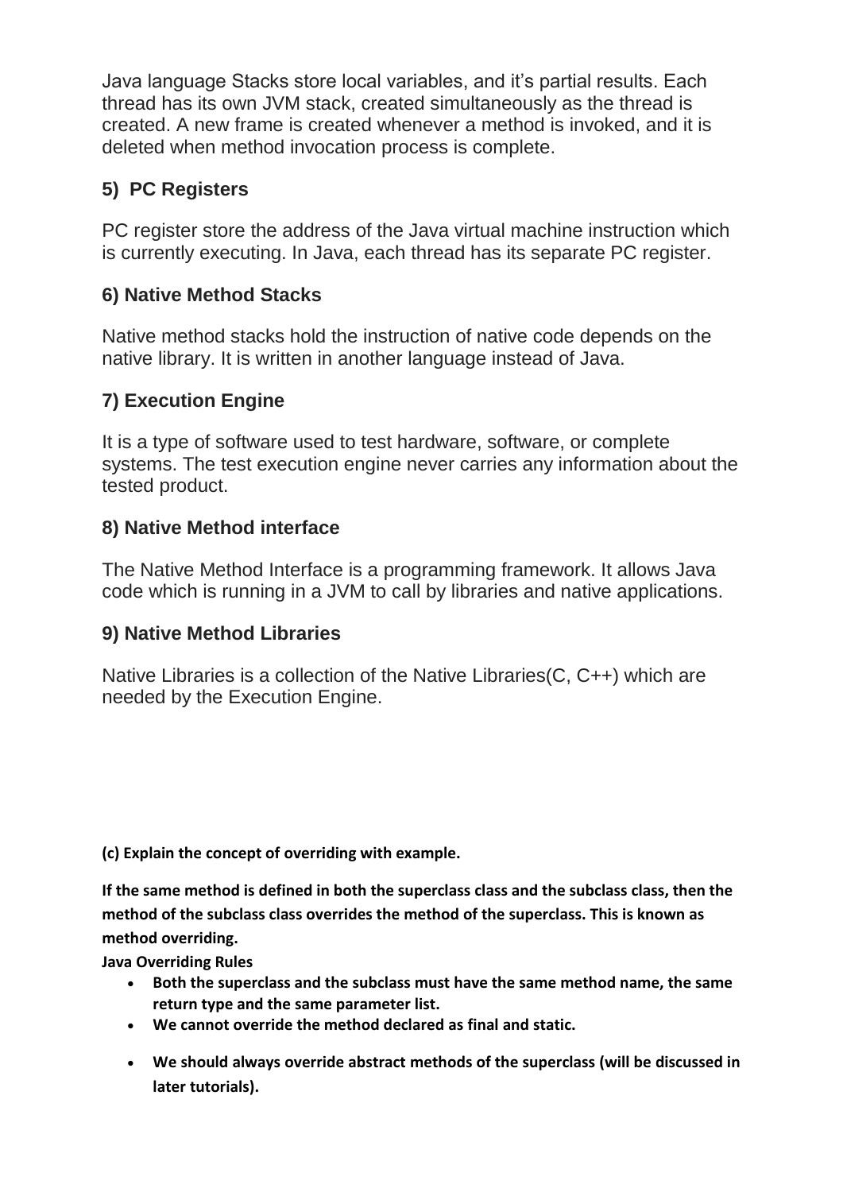Java language Stacks store local variables, and it's partial results. Each thread has its own JVM stack, created simultaneously as the thread is created. A new frame is created whenever a method is invoked, and it is deleted when method invocation process is complete.

### 5) PC Registers

PC register store the address of the Java virtual machine instruction which is currently executing. In Java, each thread has its separate PC register.

### 6) Native Method Stacks

Native method stacks hold the instruction of native code depends on the native library. It is written in another language instead of Java.

### 7) Execution Engine

It is a type of software used to test hardware, software, or complete systems. The test execution engine never carries any information about the tested product.

### 8) Native Method interface

The Native Method Interface is a programming framework. It allows Java code which is running in a JVM to call by libraries and native applications.

### 9) Native Method Libraries

Native Libraries is a collection of the Native Libraries(C, C++) which are needed by the Execution Engine.

**(c) Explain the concept of overriding with example.**

**If the same method is defined in both the superclass class and the subclass class, then the method of the subclass class overrides the method of the superclass. This is known as method overriding.**

**Java Overriding Rules**

- **Both the superclass and the subclass must have the same method name, the same return type and the same parameter list.**
- **We cannot override the method declared as final and static.**
- **We should always override abstract methods of the superclass (will be discussed in later tutorials).**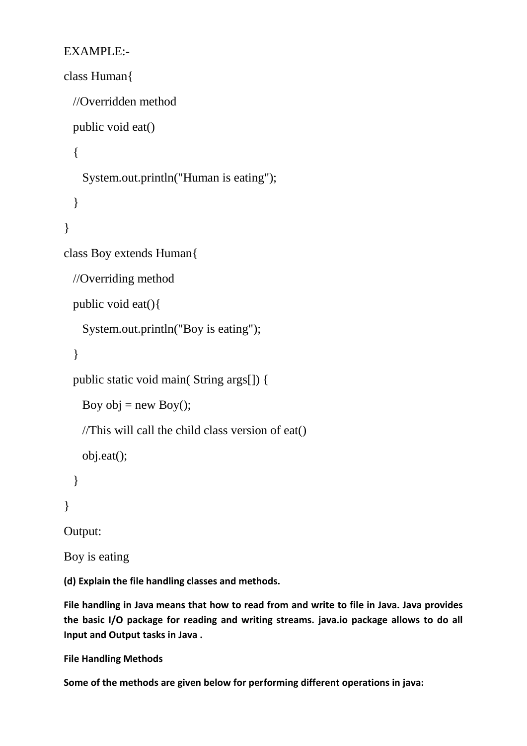EXAMPLE:-

```
class Human{
   //Overridden method
   public void eat()
   {
      System.out.println("Human is eating");
   }
}
class Boy extends Human{
   //Overriding method
   public void eat(){
      System.out.println("Boy is eating");
   }
   public static void main( String args[]) {
      Boy obj = new Boy();
      //This will call the child class version of eat()
      obj.eat();
   }
}
```

Output:

Boy is eating

**(d) Explain the file handling classes and methods.**

**File handling in Java means that how to read from and write to file in Java. Java provides the basic I/O package for reading and writing streams. java.io package allows to do all Input and Output tasks in Java .**

**File Handling Methods**

**Some of the methods are given below for performing different operations in java:**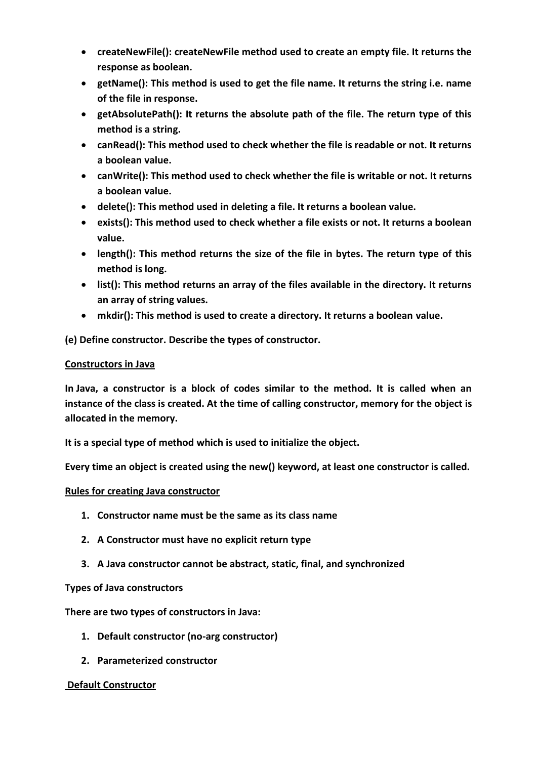- **createNewFile(): createNewFile method used to create an empty file. It returns the response as boolean.**
- **getName(): This method is used to get the file name. It returns the string i.e. name of the file in response.**
- **getAbsolutePath(): It returns the absolute path of the file. The return type of this method is a string.**
- **canRead(): This method used to check whether the file is readable or not. It returns a boolean value.**
- **canWrite(): This method used to check whether the file is writable or not. It returns a boolean value.**
- **delete(): This method used in deleting a file. It returns a boolean value.**
- **exists(): This method used to check whether a file exists or not. It returns a boolean value.**
- **length(): This method returns the size of the file in bytes. The return type of this method is long.**
- **list(): This method returns an array of the files available in the directory. It returns an array of string values.**
- **mkdir(): This method is used to create a directory. It returns a boolean value.**

**(e) Define constructor. Describe the types of constructor.**

**<u>Constructors in Java</u>**

**In Java, a constructor is a block of codes similar to the method. It is called when an instance of the class is created. At the time of calling constructor, memory for the object is allocated in the memory.**

**It is a special type of method which is used to initialize the object.**

**Every time an object is created using the new() keyword, at least one constructor is called.**

**<u>Rules for creating Java constructor</u>**

1. **Constructor name must be the same as its class name**
2. **A Constructor must have no explicit return type**
3. **A Java constructor cannot be abstract, static, final, and synchronized**

**Types of Java constructors**

**There are two types of constructors in Java:**

1. **Default constructor (no-arg constructor)**
2. **Parameterized constructor**

**<u>Default Constructor</u>**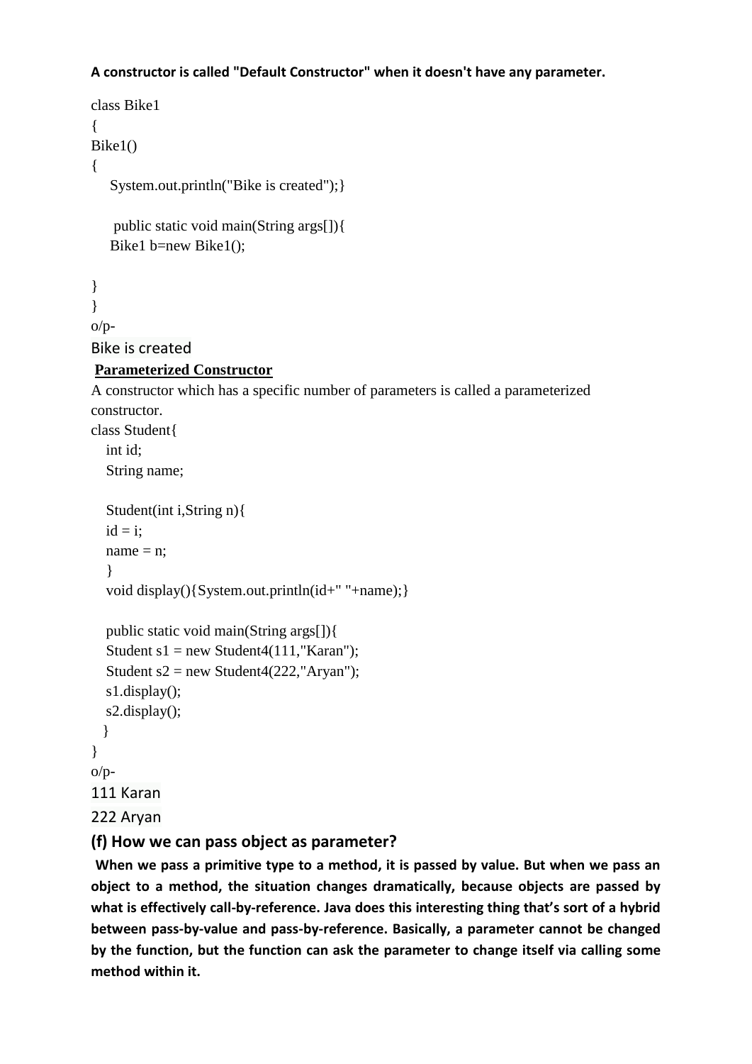**A constructor is called "Default Constructor" when it doesn't have any parameter.**

```
class Bike1
{
Bike1()
{
    System.out.println("Bike is created");}

     public static void main(String args[]){
    Bike1 b=new Bike1();

}
}
```

o/p-

Bike is created

**Parameterized Constructor**

A constructor which has a specific number of parameters is called a parameterized constructor.

```
class Student{
   int id;
   String name;

   Student(int i,String n){
   id = i;
   name = n;
   }
   void display(){System.out.println(id+" "+name);}

   public static void main(String args[]){
   Student s1 = new Student4(111,"Karan");
   Student s2 = new Student4(222,"Aryan");
   s1.display();
   s2.display();
  }
}
```

o/p-

111 Karan

222 Aryan

### (f) How we can pass object as parameter?

**When we pass a primitive type to a method, it is passed by value. But when we pass an object to a method, the situation changes dramatically, because objects are passed by what is effectively call-by-reference. Java does this interesting thing that's sort of a hybrid between pass-by-value and pass-by-reference. Basically, a parameter cannot be changed by the function, but the function can ask the parameter to change itself via calling some method within it.**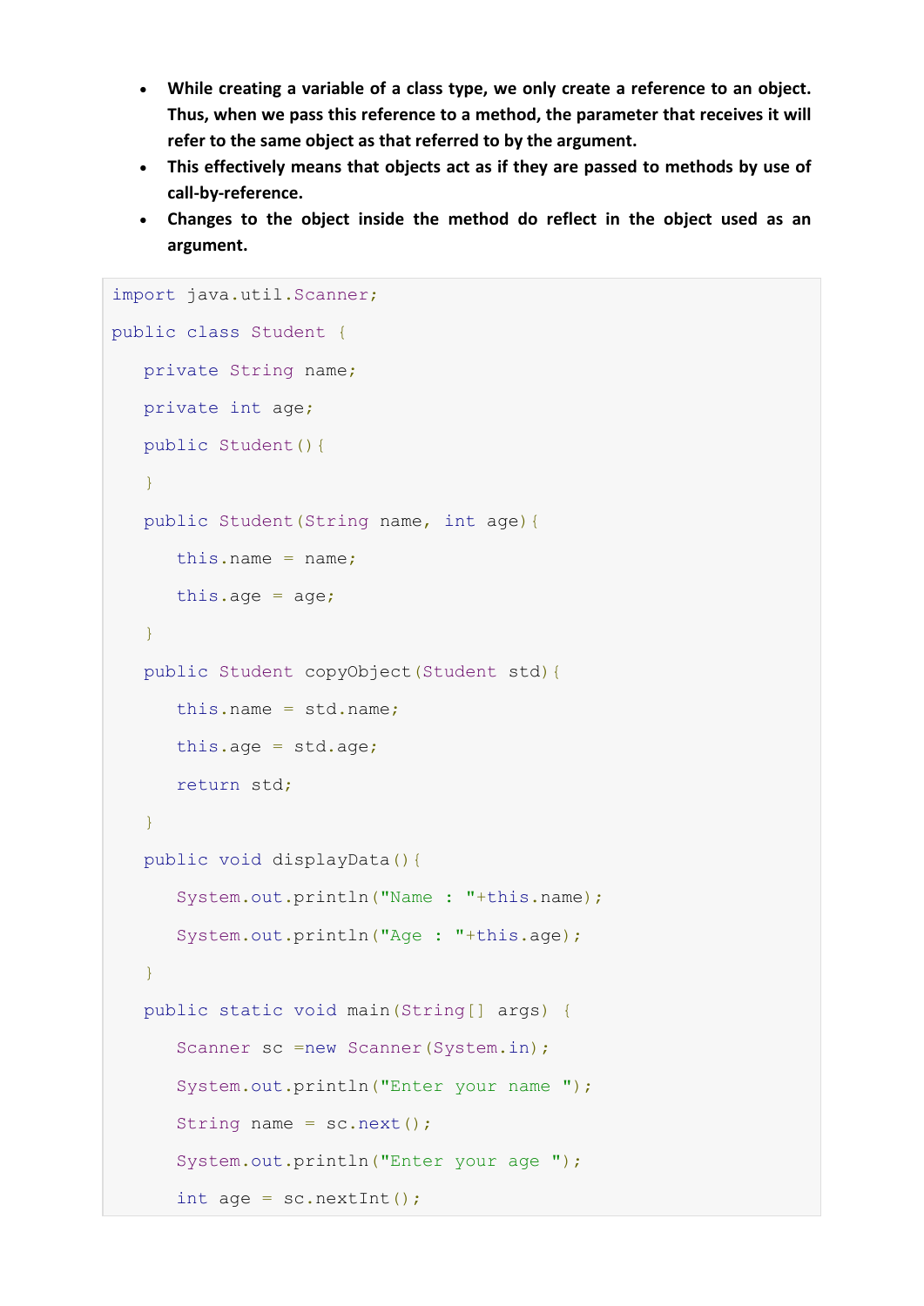- **While creating a variable of a class type, we only create a reference to an object. Thus, when we pass this reference to a method, the parameter that receives it will refer to the same object as that referred to by the argument.**
- **This effectively means that objects act as if they are passed to methods by use of call-by-reference.**
- **Changes to the object inside the method do reflect in the object used as an argument.**

```
import java.util.Scanner;
public class Student {
   private String name;
   private int age;
   public Student(){
   }
   public Student(String name, int age){
      this.name = name;
      this.age = age;
   }
   public Student copyObject(Student std){
      this.name = std.name;
      this.age = std.age;
      return std;
   }
   public void displayData(){
      System.out.println("Name : "+this.name);
      System.out.println("Age : "+this.age);
   }
   public static void main(String[] args) {
      Scanner sc =new Scanner(System.in);
      System.out.println("Enter your name ");
      String name = sc.next();
      System.out.println("Enter your age ");
      int age = sc.nextInt();
```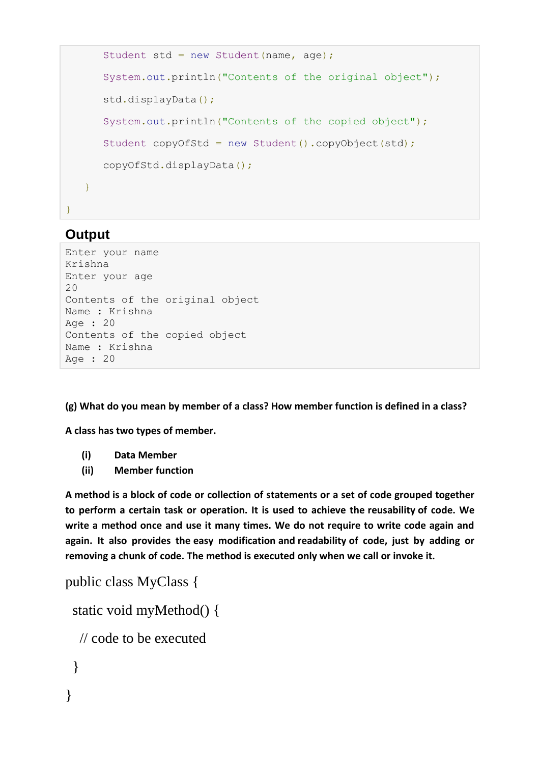```
        Student std = new Student(name, age);

        System.out.println("Contents of the original object");

        std.displayData();

        System.out.println("Contents of the copied object");

        Student copyOfStd = new Student().copyObject(std);

        copyOfStd.displayData();

    }

}
```

## Output

```
Enter your name
Krishna
Enter your age
20
Contents of the original object
Name : Krishna
Age : 20
Contents of the copied object
Name : Krishna
Age : 20
```

**(g) What do you mean by member of a class? How member function is defined in a class?**

**A class has two types of member.**

- **(i) Data Member**
- **(ii) Member function**

**A method is a block of code or collection of statements or a set of code grouped together to perform a certain task or operation. It is used to achieve the reusability of code. We write a method once and use it many times. We do not require to write code again and again. It also provides the easy modification and readability of code, just by adding or removing a chunk of code. The method is executed only when we call or invoke it.**

```
public class MyClass {

  static void myMethod() {

    // code to be executed

  }

}
```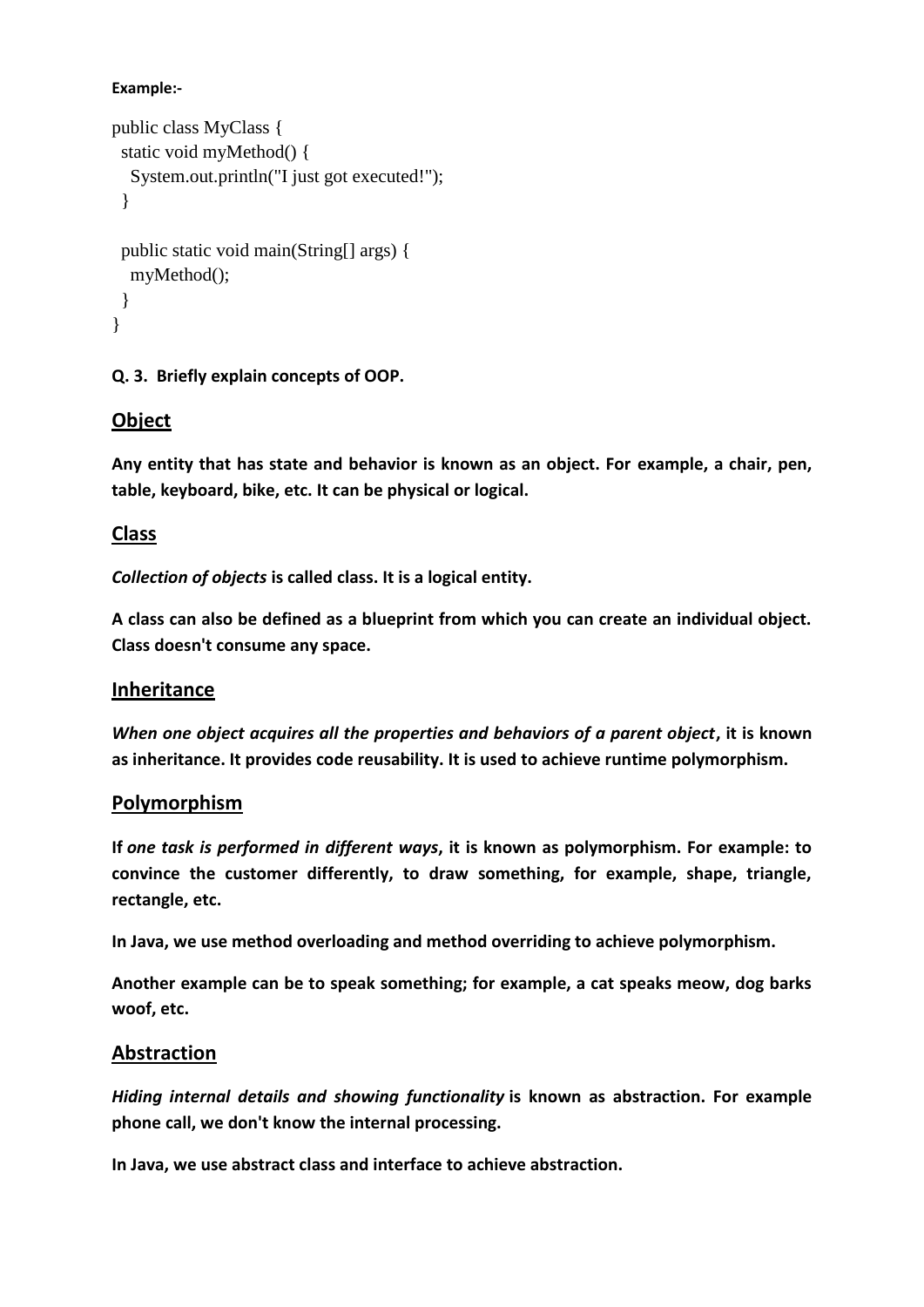**Example:-**

```
public class MyClass {
  static void myMethod() {
    System.out.println("I just got executed!");
  }

  public static void main(String[] args) {
    myMethod();
  }
}
```

**Q. 3. Briefly explain concepts of OOP.**

## Object

**Any entity that has state and behavior is known as an object. For example, a chair, pen, table, keyboard, bike, etc. It can be physical or logical.**

## Class

***Collection of objects* is called class. It is a logical entity.**

**A class can also be defined as a blueprint from which you can create an individual object. Class doesn't consume any space.**

## Inheritance

***When one object acquires all the properties and behaviors of a parent object*, it is known as inheritance. It provides code reusability. It is used to achieve runtime polymorphism.**

## Polymorphism

**If *one task is performed in different ways*, it is known as polymorphism. For example: to convince the customer differently, to draw something, for example, shape, triangle, rectangle, etc.**

**In Java, we use method overloading and method overriding to achieve polymorphism.**

**Another example can be to speak something; for example, a cat speaks meow, dog barks woof, etc.**

## Abstraction

***Hiding internal details and showing functionality* is known as abstraction. For example phone call, we don't know the internal processing.**

**In Java, we use abstract class and interface to achieve abstraction.**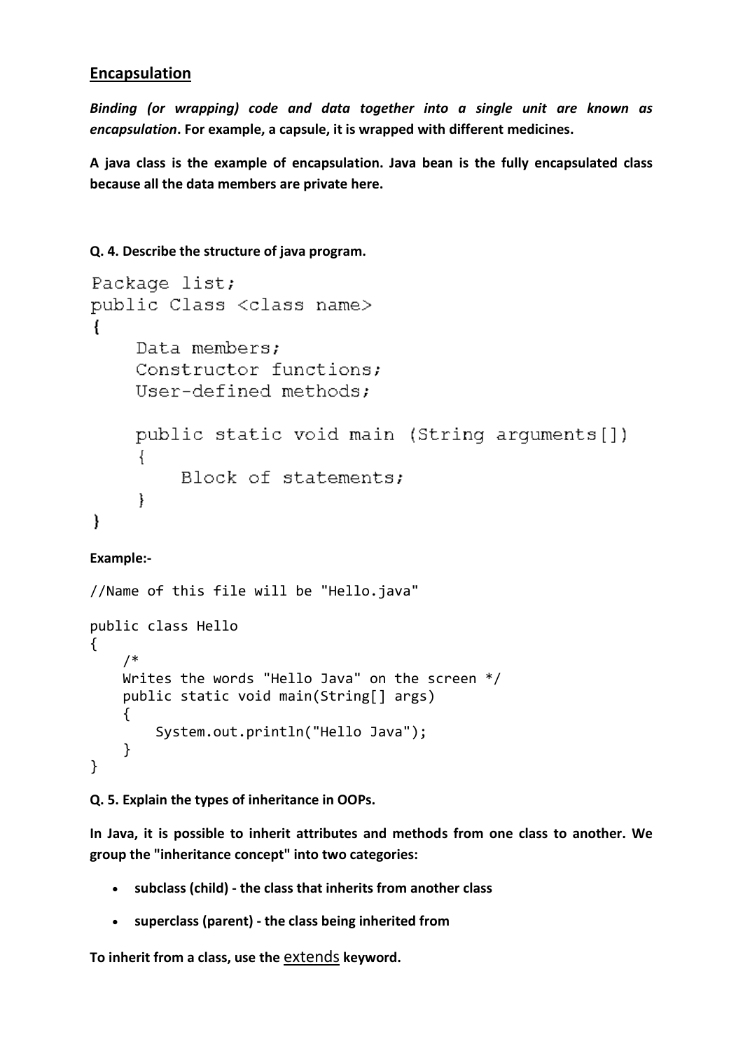## Encapsulation

***Binding (or wrapping) code and data together into a single unit are known as encapsulation*****. For example, a capsule, it is wrapped with different medicines.**

**A java class is the example of encapsulation. Java bean is the fully encapsulated class because all the data members are private here.**

**Q. 4. Describe the structure of java program.**

```
Package list;
public Class <class name>
{
     Data members;
     Constructor functions;
     User-defined methods;

     public static void main (String arguments[])
     {
         Block of statements;
     }
}
```

**Example:-**

```
//Name of this file will be "Hello.java"

public class Hello
{
    /*
    Writes the words "Hello Java" on the screen */
    public static void main(String[] args)
    {
        System.out.println("Hello Java");
    }
}
```

**Q. 5. Explain the types of inheritance in OOPs.**

**In Java, it is possible to inherit attributes and methods from one class to another. We group the "inheritance concept" into two categories:**

- **subclass (child) - the class that inherits from another class**
- **superclass (parent) - the class being inherited from**

**To inherit from a class, use the** extends **keyword.**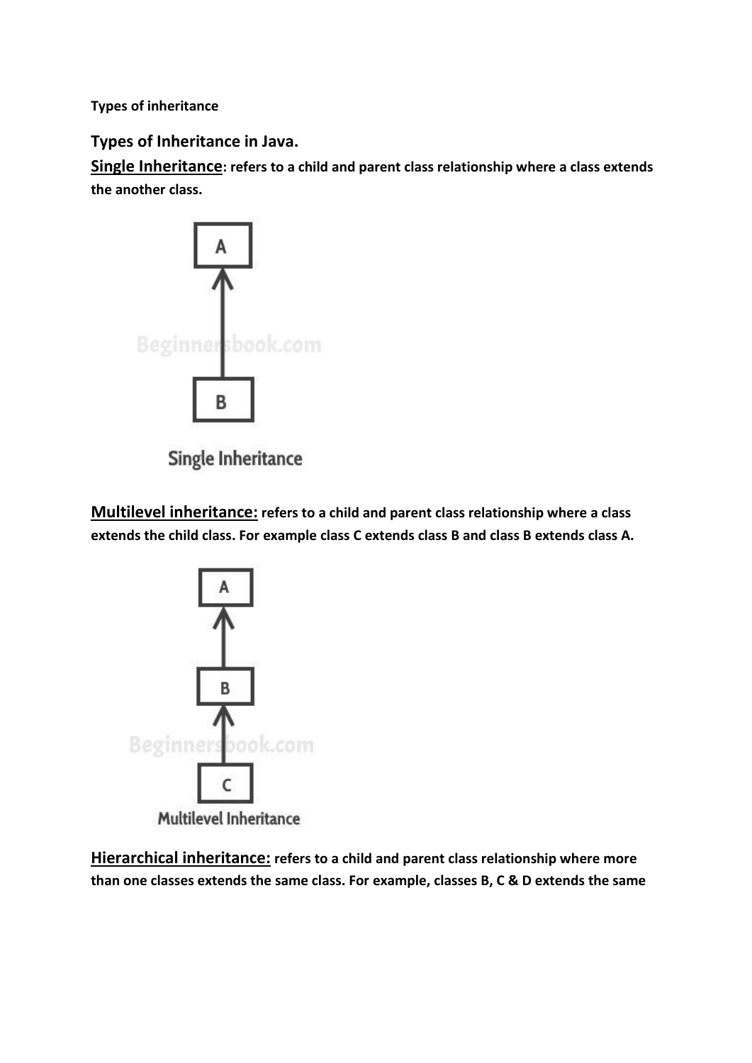**Types of inheritance**

## Types of Inheritance in Java.

**<u>Single Inheritance</u>: refers to a child and parent class relationship where a class extends the another class.**

Single Inheritance

**<u>Multilevel inheritance:</u> refers to a child and parent class relationship where a class extends the child class. For example class C extends class B and class B extends class A.**

Multilevel Inheritance

**<u>Hierarchical inheritance:</u> refers to a child and parent class relationship where more than one classes extends the same class. For example, classes B, C & D extends the same**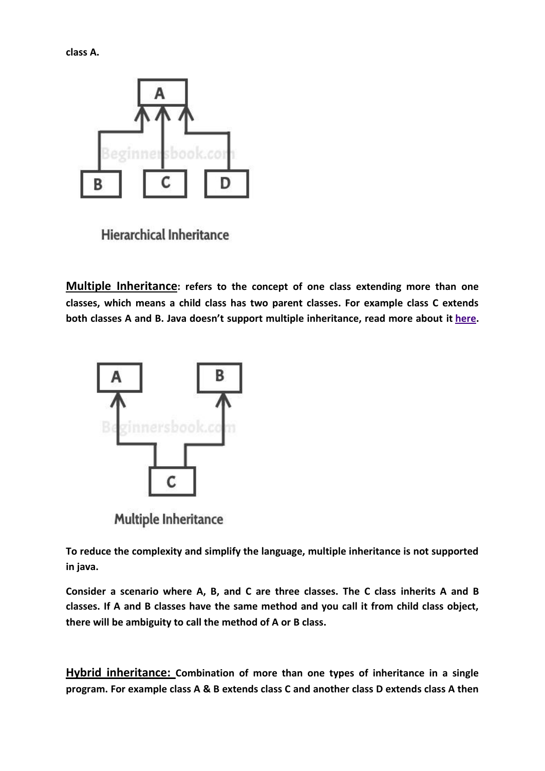**class A.**

Hierarchical Inheritance

**<u>Multiple Inheritance</u>: refers to the concept of one class extending more than one classes, which means a child class has two parent classes. For example class C extends both classes A and B. Java doesn't support multiple inheritance, read more about it here.**

Multiple Inheritance

**To reduce the complexity and simplify the language, multiple inheritance is not supported in java.**

**Consider a scenario where A, B, and C are three classes. The C class inherits A and B classes. If A and B classes have the same method and you call it from child class object, there will be ambiguity to call the method of A or B class.**

**<u>Hybrid inheritance:</u> Combination of more than one types of inheritance in a single program. For example class A & B extends class C and another class D extends class A then**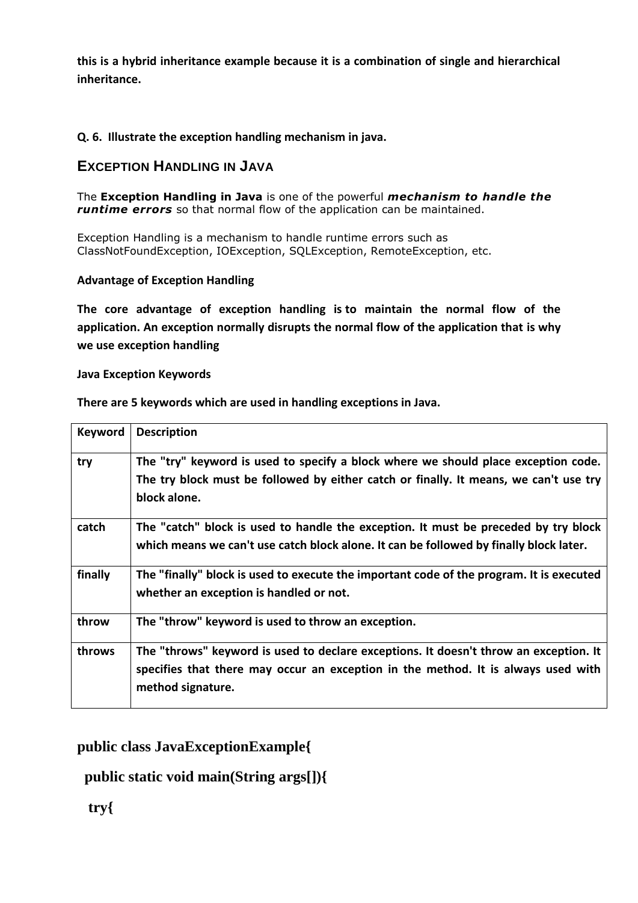**this is a hybrid inheritance example because it is a combination of single and hierarchical inheritance.**

**Q. 6. Illustrate the exception handling mechanism in java.**

## EXCEPTION HANDLING IN JAVA

The **Exception Handling in Java** is one of the powerful ***mechanism to handle the runtime errors*** so that normal flow of the application can be maintained.

Exception Handling is a mechanism to handle runtime errors such as ClassNotFoundException, IOException, SQLException, RemoteException, etc.

**Advantage of Exception Handling**

**The core advantage of exception handling is to maintain the normal flow of the application. An exception normally disrupts the normal flow of the application that is why we use exception handling**

**Java Exception Keywords**

**There are 5 keywords which are used in handling exceptions in Java.**

| Keyword | Description |
|---|---|
| try | The "try" keyword is used to specify a block where we should place exception code. The try block must be followed by either catch or finally. It means, we can't use try block alone. |
| catch | The "catch" block is used to handle the exception. It must be preceded by try block which means we can't use catch block alone. It can be followed by finally block later. |
| finally | The "finally" block is used to execute the important code of the program. It is executed whether an exception is handled or not. |
| throw | The "throw" keyword is used to throw an exception. |
| throws | The "throws" keyword is used to declare exceptions. It doesn't throw an exception. It specifies that there may occur an exception in the method. It is always used with method signature. |

```
public class JavaExceptionExample{
  public static void main(String args[]){
   try{
```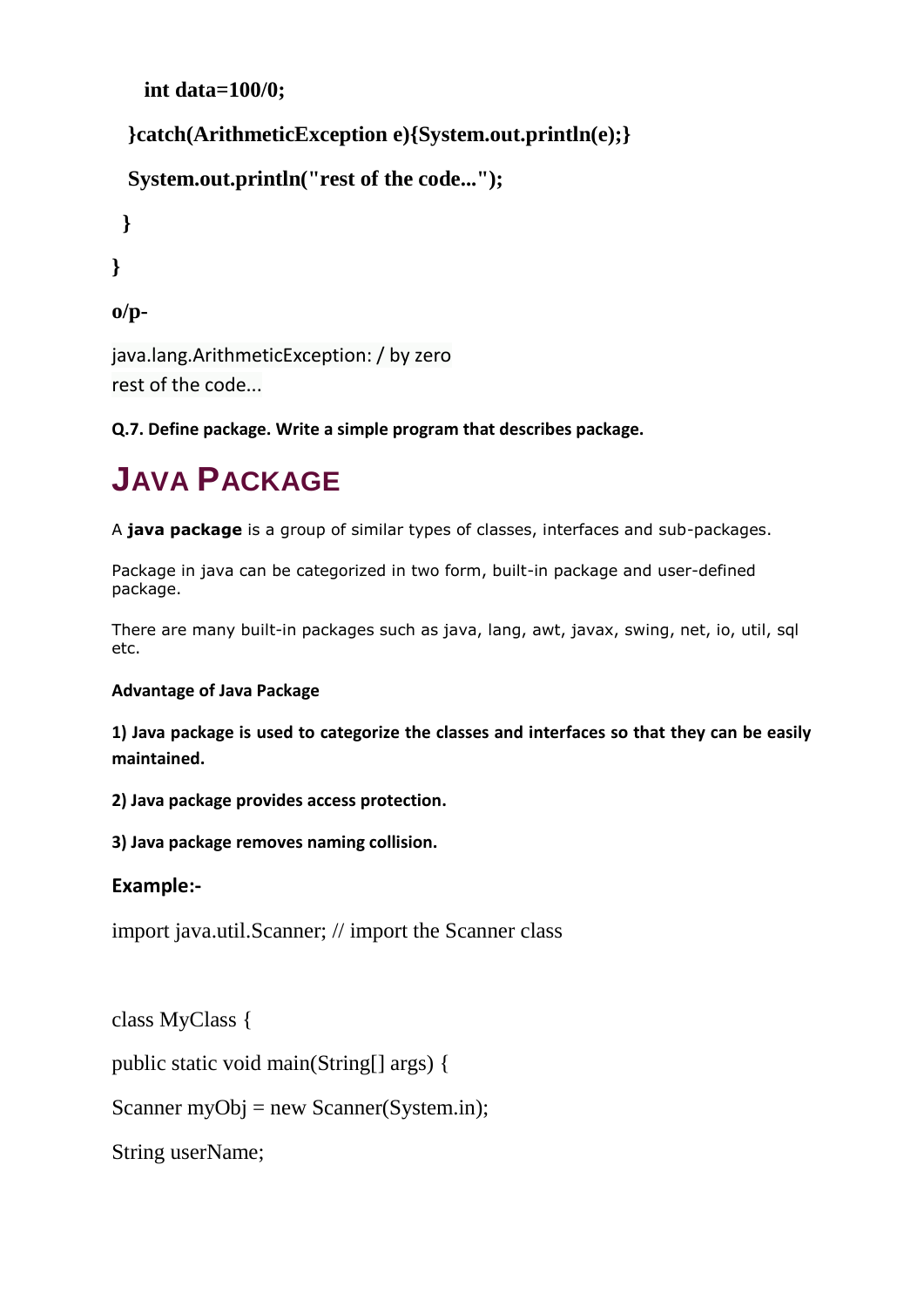```
    int data=100/0;
  }catch(ArithmeticException e){System.out.println(e);}
  System.out.println("rest of the code...");
 }
}
```

**o/p-**

java.lang.ArithmeticException: / by zero
rest of the code...

**Q.7. Define package. Write a simple program that describes package.**

# JAVA PACKAGE

A **java package** is a group of similar types of classes, interfaces and sub-packages.

Package in java can be categorized in two form, built-in package and user-defined package.

There are many built-in packages such as java, lang, awt, javax, swing, net, io, util, sql etc.

**Advantage of Java Package**

**1) Java package is used to categorize the classes and interfaces so that they can be easily maintained.**

**2) Java package provides access protection.**

**3) Java package removes naming collision.**

**Example:-**

```
import java.util.Scanner; // import the Scanner class

class MyClass {
public static void main(String[] args) {
Scanner myObj = new Scanner(System.in);
String userName;
```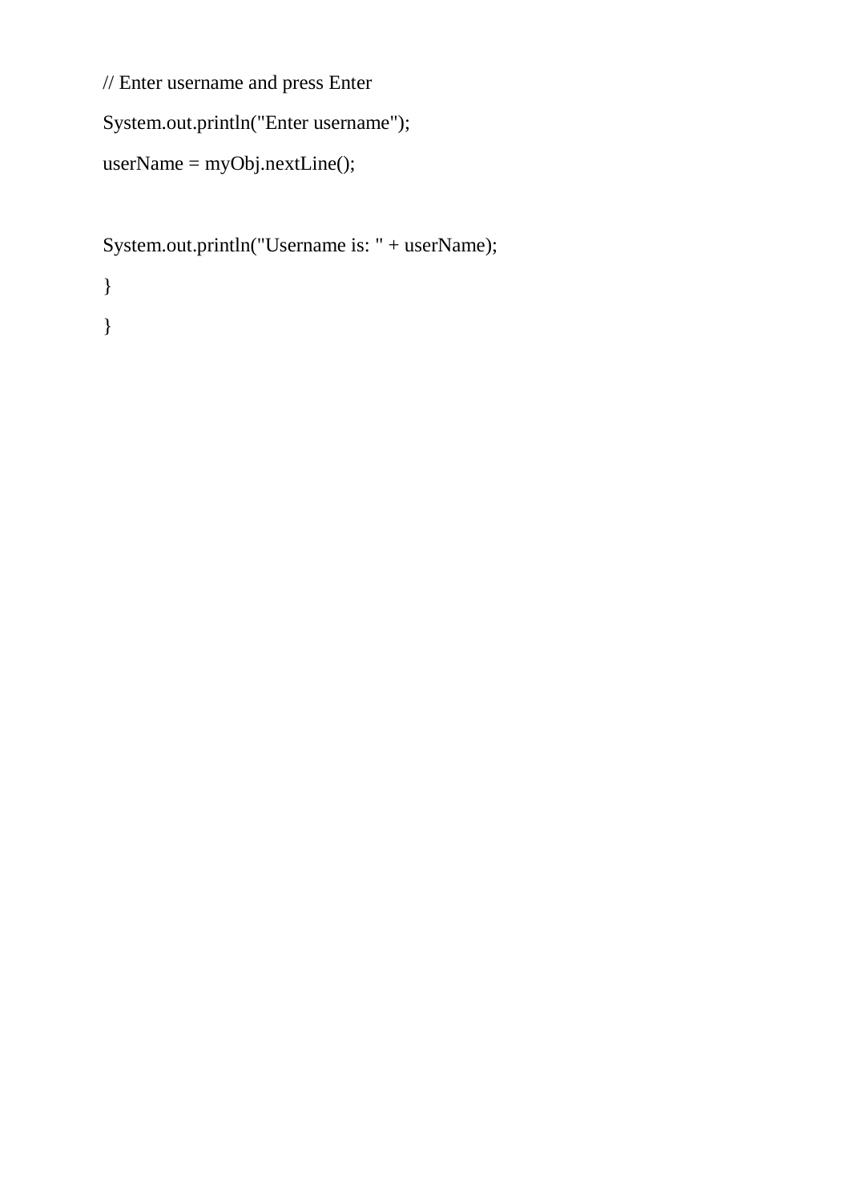```
// Enter username and press Enter
System.out.println("Enter username");
userName = myObj.nextLine();

System.out.println("Username is: " + userName);
}
}
```